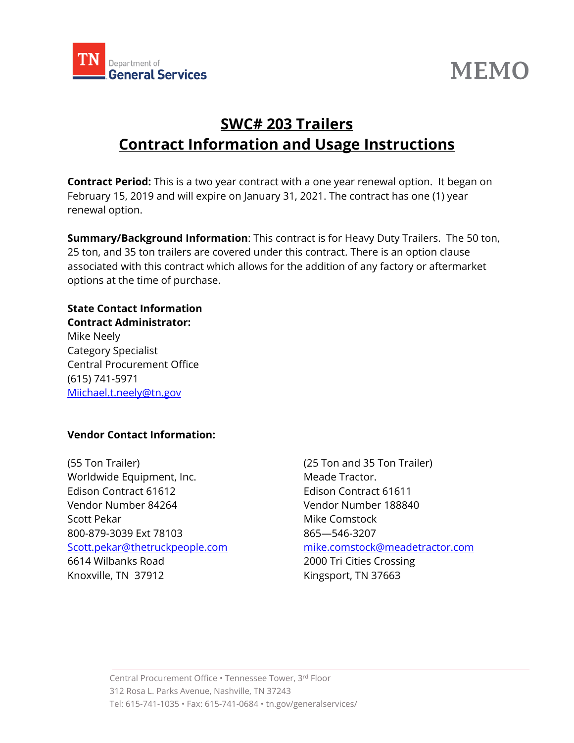TN Department of General Services

# MEMO

## SWC# 203 Trailers
## Contract Information and Usage Instructions

**Contract Period:** This is a two year contract with a one year renewal option. It began on February 15, 2019 and will expire on January 31, 2021. The contract has one (1) year renewal option.

**Summary/Background Information**: This contract is for Heavy Duty Trailers. The 50 ton, 25 ton, and 35 ton trailers are covered under this contract. There is an option clause associated with this contract which allows for the addition of any factory or aftermarket options at the time of purchase.

**State Contact Information**
**Contract Administrator:**
Mike Neely
Category Specialist
Central Procurement Office
(615) 741-5971
Miichael.t.neely@tn.gov

**Vendor Contact Information:**

(55 Ton Trailer)
Worldwide Equipment, Inc.
Edison Contract 61612
Vendor Number 84264
Scott Pekar
800-879-3039 Ext 78103
Scott.pekar@thetruckpeople.com
6614 Wilbanks Road
Knoxville, TN 37912

(25 Ton and 35 Ton Trailer)
Meade Tractor.
Edison Contract 61611
Vendor Number 188840
Mike Comstock
865—546-3207
mike.comstock@meadetractor.com
2000 Tri Cities Crossing
Kingsport, TN 37663

Central Procurement Office • Tennessee Tower, 3rd Floor
312 Rosa L. Parks Avenue, Nashville, TN 37243
Tel: 615-741-1035 • Fax: 615-741-0684 • tn.gov/generalservices/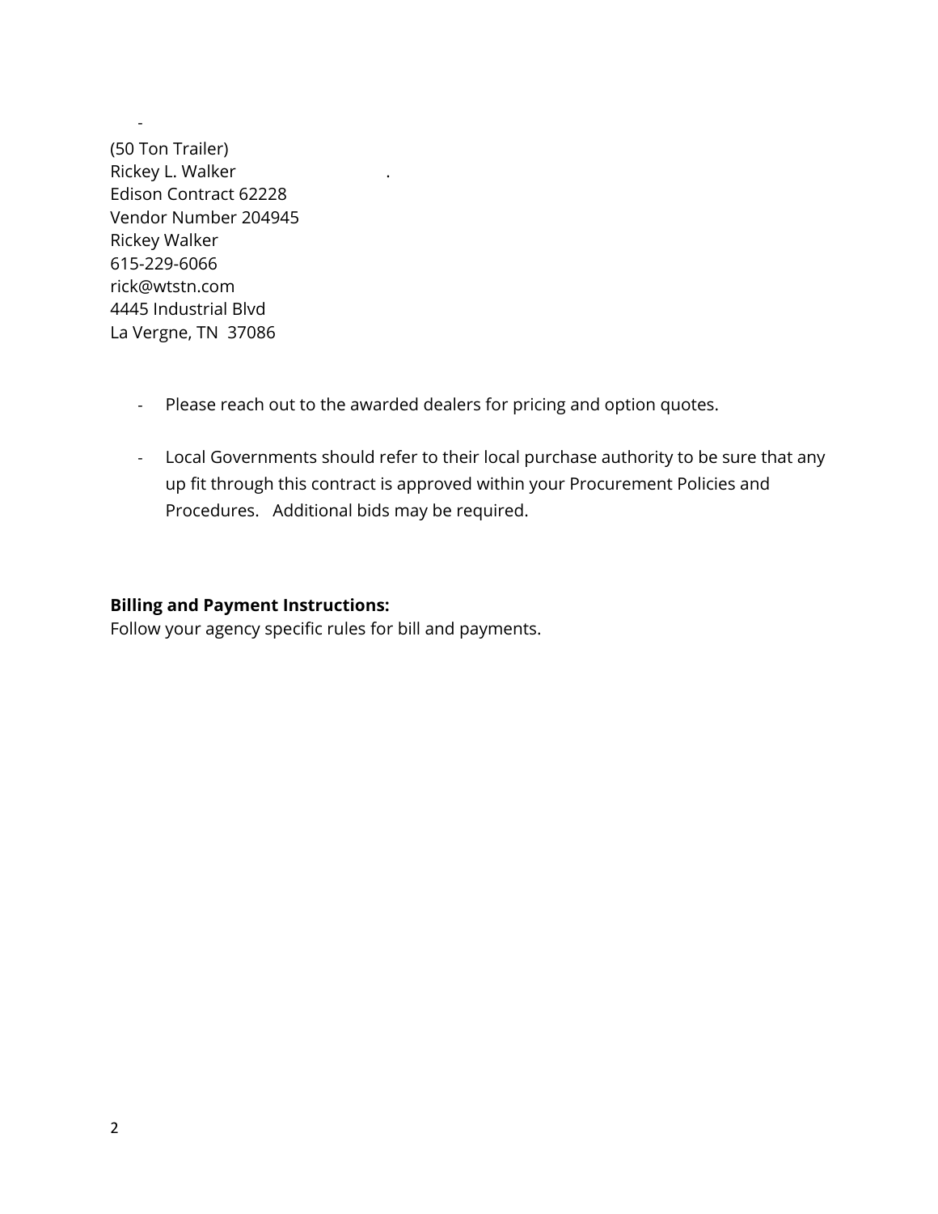-

(50 Ton Trailer)
Rickey L. Walker .
Edison Contract 62228
Vendor Number 204945
Rickey Walker
615-229-6066
rick@wtstn.com
4445 Industrial Blvd
La Vergne, TN 37086

- Please reach out to the awarded dealers for pricing and option quotes.

- Local Governments should refer to their local purchase authority to be sure that any up fit through this contract is approved within your Procurement Policies and Procedures. Additional bids may be required.

**Billing and Payment Instructions:**
Follow your agency specific rules for bill and payments.